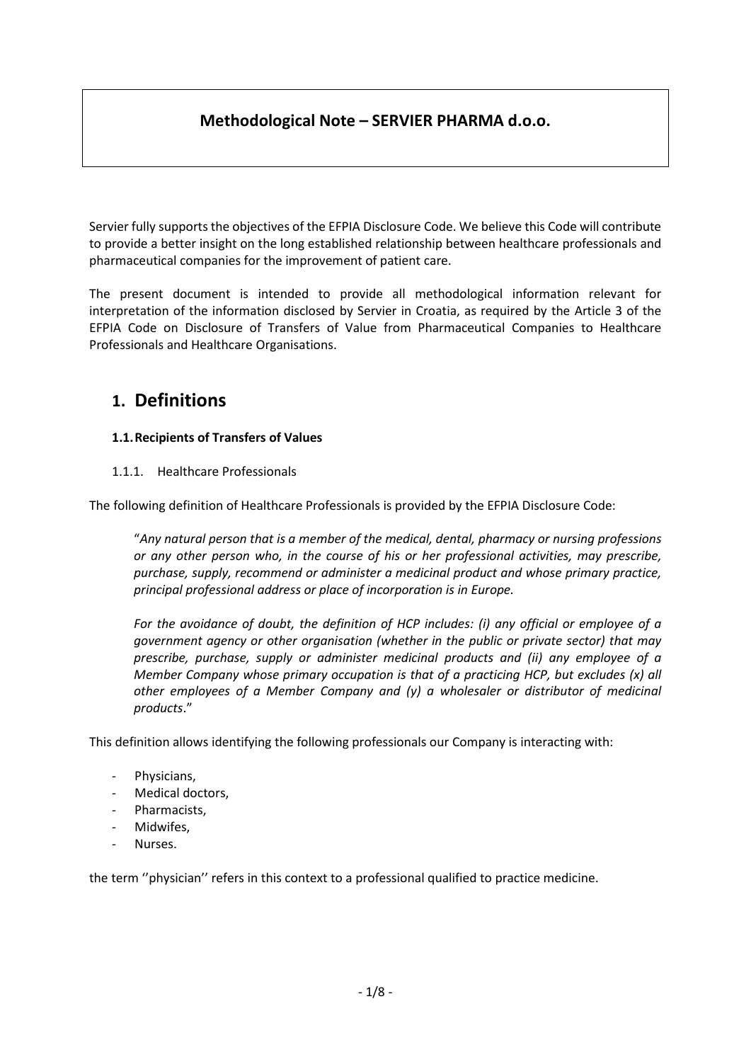# Methodological Note – SERVIER PHARMA d.o.o.

Servier fully supports the objectives of the EFPIA Disclosure Code. We believe this Code will contribute to provide a better insight on the long established relationship between healthcare professionals and pharmaceutical companies for the improvement of patient care.

The present document is intended to provide all methodological information relevant for interpretation of the information disclosed by Servier in Croatia, as required by the Article 3 of the EFPIA Code on Disclosure of Transfers of Value from Pharmaceutical Companies to Healthcare Professionals and Healthcare Organisations.

## 1. Definitions

### 1.1. Recipients of Transfers of Values

#### 1.1.1. Healthcare Professionals

The following definition of Healthcare Professionals is provided by the EFPIA Disclosure Code:

> "*Any natural person that is a member of the medical, dental, pharmacy or nursing professions or any other person who, in the course of his or her professional activities, may prescribe, purchase, supply, recommend or administer a medicinal product and whose primary practice, principal professional address or place of incorporation is in Europe.*
>
> *For the avoidance of doubt, the definition of HCP includes: (i) any official or employee of a government agency or other organisation (whether in the public or private sector) that may prescribe, purchase, supply or administer medicinal products and (ii) any employee of a Member Company whose primary occupation is that of a practicing HCP, but excludes (x) all other employees of a Member Company and (y) a wholesaler or distributor of medicinal products*."

This definition allows identifying the following professionals our Company is interacting with:

- Physicians,
- Medical doctors,
- Pharmacists,
- Midwifes,
- Nurses.

the term ''physician'' refers in this context to a professional qualified to practice medicine.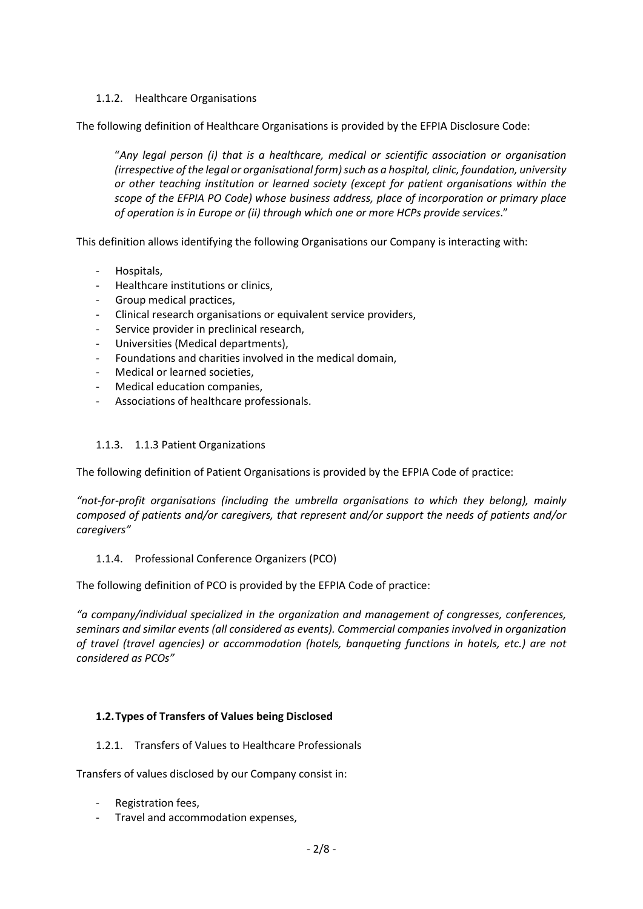#### 1.1.2. Healthcare Organisations

The following definition of Healthcare Organisations is provided by the EFPIA Disclosure Code:

> "*Any legal person (i) that is a healthcare, medical or scientific association or organisation (irrespective of the legal or organisational form) such as a hospital, clinic, foundation, university or other teaching institution or learned society (except for patient organisations within the scope of the EFPIA PO Code) whose business address, place of incorporation or primary place of operation is in Europe or (ii) through which one or more HCPs provide services*."

This definition allows identifying the following Organisations our Company is interacting with:

- Hospitals,
- Healthcare institutions or clinics,
- Group medical practices,
- Clinical research organisations or equivalent service providers,
- Service provider in preclinical research,
- Universities (Medical departments),
- Foundations and charities involved in the medical domain,
- Medical or learned societies,
- Medical education companies,
- Associations of healthcare professionals.

#### 1.1.3. 1.1.3 Patient Organizations

The following definition of Patient Organisations is provided by the EFPIA Code of practice:

*"not-for-profit organisations (including the umbrella organisations to which they belong), mainly composed of patients and/or caregivers, that represent and/or support the needs of patients and/or caregivers"*

#### 1.1.4. Professional Conference Organizers (PCO)

The following definition of PCO is provided by the EFPIA Code of practice:

*"a company/individual specialized in the organization and management of congresses, conferences, seminars and similar events (all considered as events). Commercial companies involved in organization of travel (travel agencies) or accommodation (hotels, banqueting functions in hotels, etc.) are not considered as PCOs"*

### 1.2. Types of Transfers of Values being Disclosed

#### 1.2.1. Transfers of Values to Healthcare Professionals

Transfers of values disclosed by our Company consist in:

- Registration fees,
- Travel and accommodation expenses,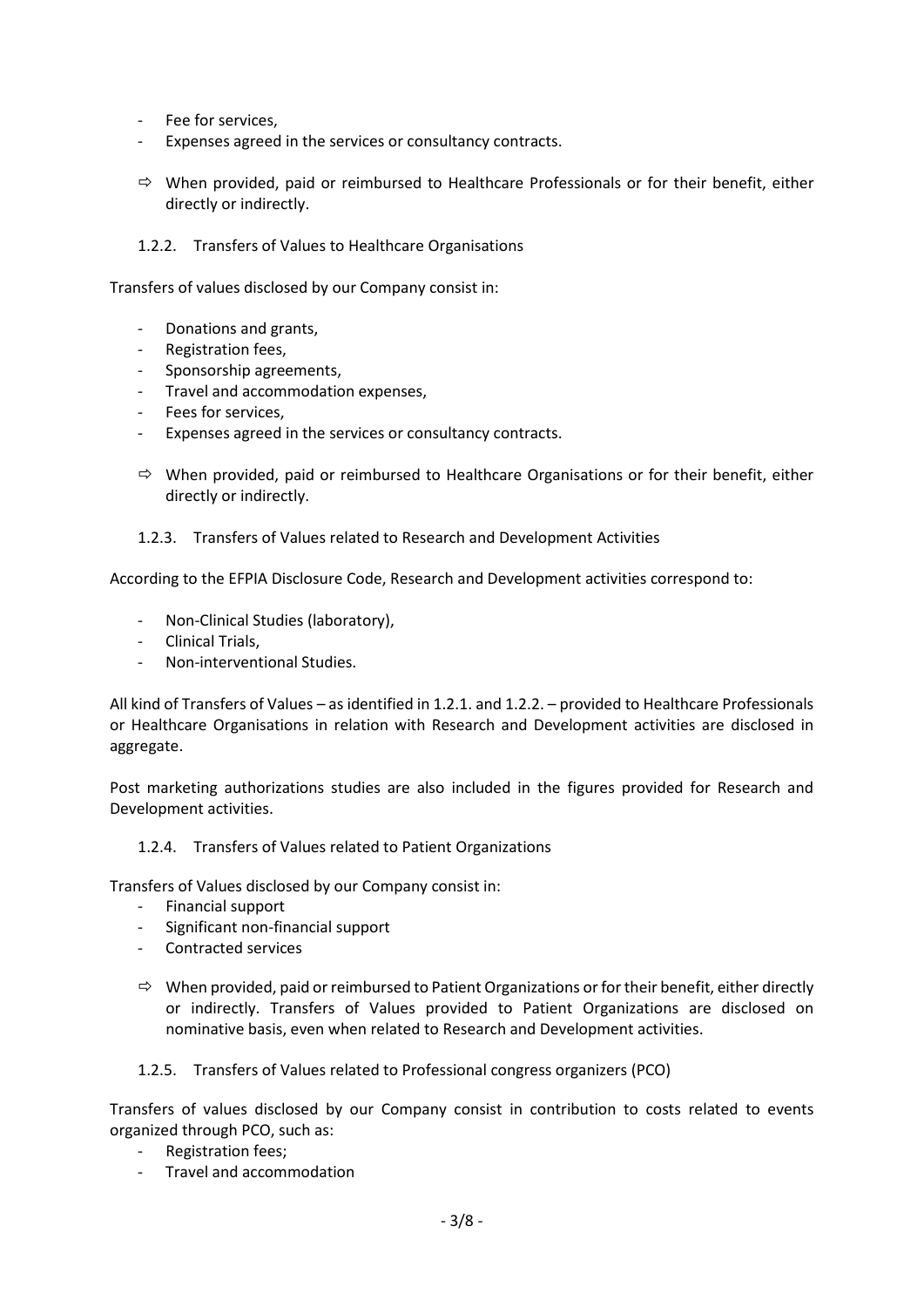- Fee for services,
- Expenses agreed in the services or consultancy contracts.

⇨ When provided, paid or reimbursed to Healthcare Professionals or for their benefit, either directly or indirectly.

### 1.2.2. Transfers of Values to Healthcare Organisations

Transfers of values disclosed by our Company consist in:

- Donations and grants,
- Registration fees,
- Sponsorship agreements,
- Travel and accommodation expenses,
- Fees for services,
- Expenses agreed in the services or consultancy contracts.

⇨ When provided, paid or reimbursed to Healthcare Organisations or for their benefit, either directly or indirectly.

### 1.2.3. Transfers of Values related to Research and Development Activities

According to the EFPIA Disclosure Code, Research and Development activities correspond to:

- Non-Clinical Studies (laboratory),
- Clinical Trials,
- Non-interventional Studies.

All kind of Transfers of Values – as identified in 1.2.1. and 1.2.2. – provided to Healthcare Professionals or Healthcare Organisations in relation with Research and Development activities are disclosed in aggregate.

Post marketing authorizations studies are also included in the figures provided for Research and Development activities.

### 1.2.4. Transfers of Values related to Patient Organizations

Transfers of Values disclosed by our Company consist in:

- Financial support
- Significant non-financial support
- Contracted services

⇨ When provided, paid or reimbursed to Patient Organizations or for their benefit, either directly or indirectly. Transfers of Values provided to Patient Organizations are disclosed on nominative basis, even when related to Research and Development activities.

### 1.2.5. Transfers of Values related to Professional congress organizers (PCO)

Transfers of values disclosed by our Company consist in contribution to costs related to events organized through PCO, such as:

- Registration fees;
- Travel and accommodation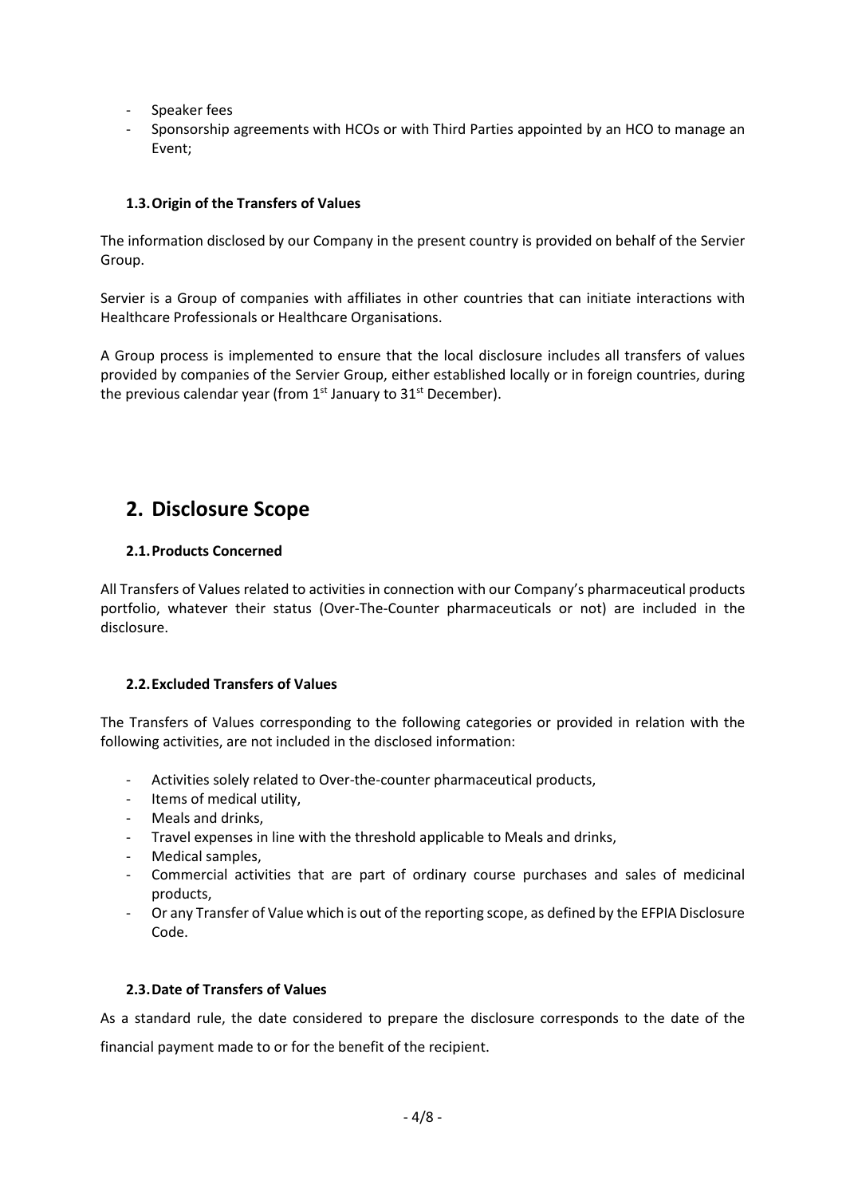- Speaker fees
- Sponsorship agreements with HCOs or with Third Parties appointed by an HCO to manage an Event;

### 1.3. Origin of the Transfers of Values

The information disclosed by our Company in the present country is provided on behalf of the Servier Group.

Servier is a Group of companies with affiliates in other countries that can initiate interactions with Healthcare Professionals or Healthcare Organisations.

A Group process is implemented to ensure that the local disclosure includes all transfers of values provided by companies of the Servier Group, either established locally or in foreign countries, during the previous calendar year (from 1st January to 31st December).

## 2. Disclosure Scope

### 2.1. Products Concerned

All Transfers of Values related to activities in connection with our Company's pharmaceutical products portfolio, whatever their status (Over-The-Counter pharmaceuticals or not) are included in the disclosure.

### 2.2. Excluded Transfers of Values

The Transfers of Values corresponding to the following categories or provided in relation with the following activities, are not included in the disclosed information:

- Activities solely related to Over-the-counter pharmaceutical products,
- Items of medical utility,
- Meals and drinks,
- Travel expenses in line with the threshold applicable to Meals and drinks,
- Medical samples,
- Commercial activities that are part of ordinary course purchases and sales of medicinal products,
- Or any Transfer of Value which is out of the reporting scope, as defined by the EFPIA Disclosure Code.

### 2.3. Date of Transfers of Values

As a standard rule, the date considered to prepare the disclosure corresponds to the date of the financial payment made to or for the benefit of the recipient.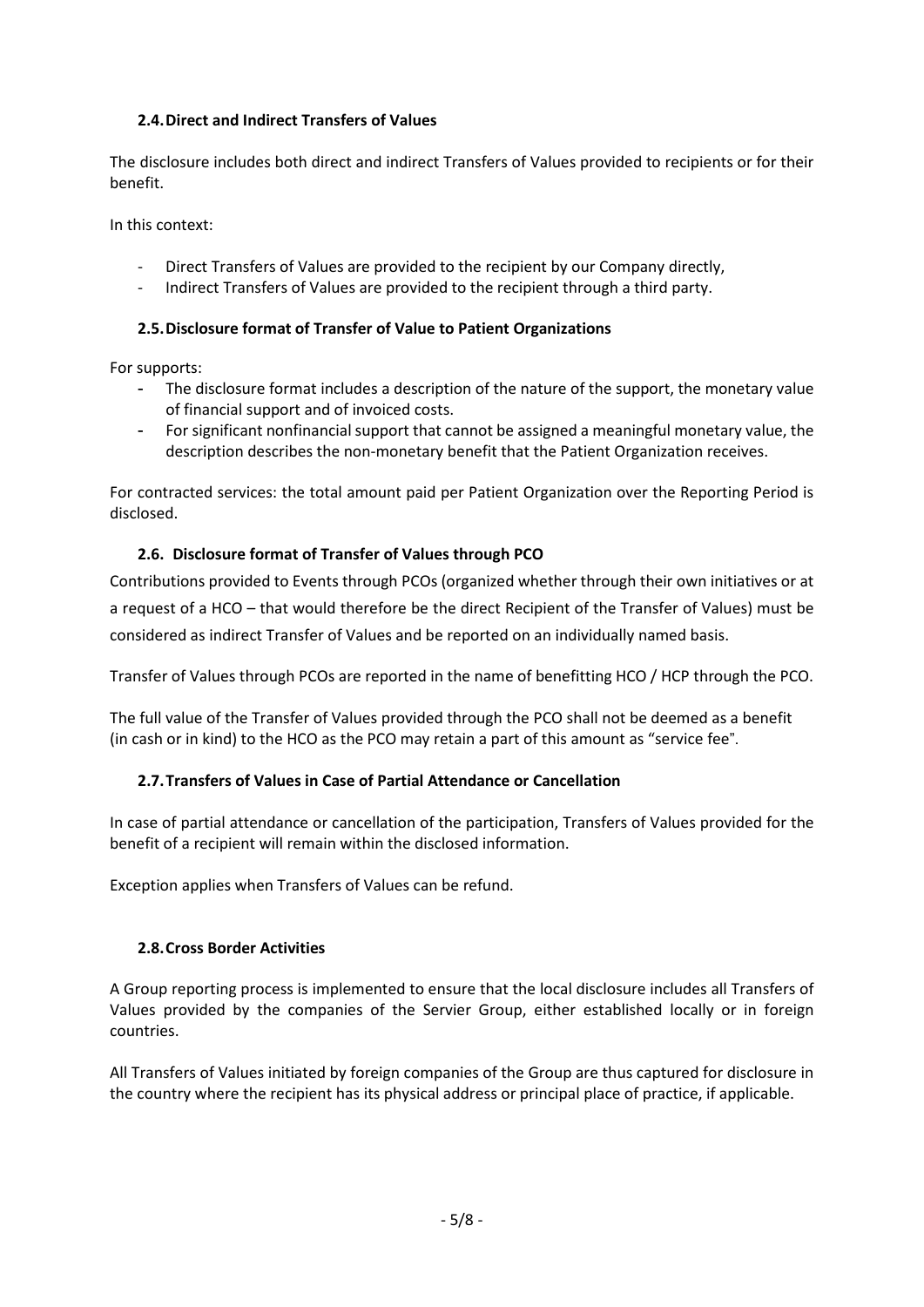### 2.4. Direct and Indirect Transfers of Values

The disclosure includes both direct and indirect Transfers of Values provided to recipients or for their benefit.

In this context:

- Direct Transfers of Values are provided to the recipient by our Company directly,
- Indirect Transfers of Values are provided to the recipient through a third party.

### 2.5. Disclosure format of Transfer of Value to Patient Organizations

For supports:

- The disclosure format includes a description of the nature of the support, the monetary value of financial support and of invoiced costs.
- For significant nonfinancial support that cannot be assigned a meaningful monetary value, the description describes the non-monetary benefit that the Patient Organization receives.

For contracted services: the total amount paid per Patient Organization over the Reporting Period is disclosed.

### 2.6. Disclosure format of Transfer of Values through PCO

Contributions provided to Events through PCOs (organized whether through their own initiatives or at a request of a HCO – that would therefore be the direct Recipient of the Transfer of Values) must be considered as indirect Transfer of Values and be reported on an individually named basis.

Transfer of Values through PCOs are reported in the name of benefitting HCO / HCP through the PCO.

The full value of the Transfer of Values provided through the PCO shall not be deemed as a benefit (in cash or in kind) to the HCO as the PCO may retain a part of this amount as "service fee".

### 2.7. Transfers of Values in Case of Partial Attendance or Cancellation

In case of partial attendance or cancellation of the participation, Transfers of Values provided for the benefit of a recipient will remain within the disclosed information.

Exception applies when Transfers of Values can be refund.

### 2.8. Cross Border Activities

A Group reporting process is implemented to ensure that the local disclosure includes all Transfers of Values provided by the companies of the Servier Group, either established locally or in foreign countries.

All Transfers of Values initiated by foreign companies of the Group are thus captured for disclosure in the country where the recipient has its physical address or principal place of practice, if applicable.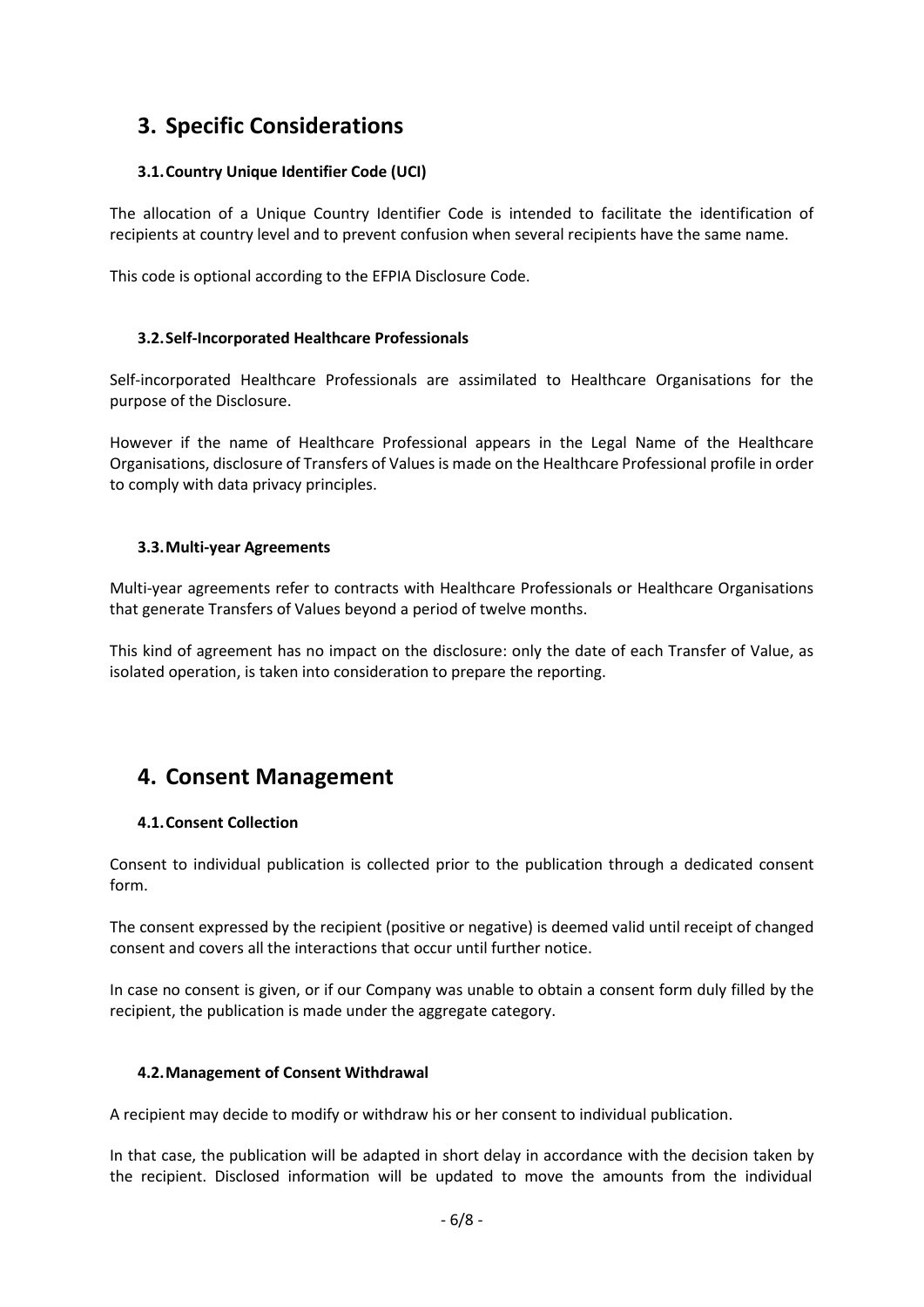# 3. Specific Considerations

## 3.1. Country Unique Identifier Code (UCI)

The allocation of a Unique Country Identifier Code is intended to facilitate the identification of recipients at country level and to prevent confusion when several recipients have the same name.

This code is optional according to the EFPIA Disclosure Code.

## 3.2. Self-Incorporated Healthcare Professionals

Self-incorporated Healthcare Professionals are assimilated to Healthcare Organisations for the purpose of the Disclosure.

However if the name of Healthcare Professional appears in the Legal Name of the Healthcare Organisations, disclosure of Transfers of Values is made on the Healthcare Professional profile in order to comply with data privacy principles.

## 3.3. Multi-year Agreements

Multi-year agreements refer to contracts with Healthcare Professionals or Healthcare Organisations that generate Transfers of Values beyond a period of twelve months.

This kind of agreement has no impact on the disclosure: only the date of each Transfer of Value, as isolated operation, is taken into consideration to prepare the reporting.

# 4. Consent Management

## 4.1. Consent Collection

Consent to individual publication is collected prior to the publication through a dedicated consent form.

The consent expressed by the recipient (positive or negative) is deemed valid until receipt of changed consent and covers all the interactions that occur until further notice.

In case no consent is given, or if our Company was unable to obtain a consent form duly filled by the recipient, the publication is made under the aggregate category.

## 4.2. Management of Consent Withdrawal

A recipient may decide to modify or withdraw his or her consent to individual publication.

In that case, the publication will be adapted in short delay in accordance with the decision taken by the recipient. Disclosed information will be updated to move the amounts from the individual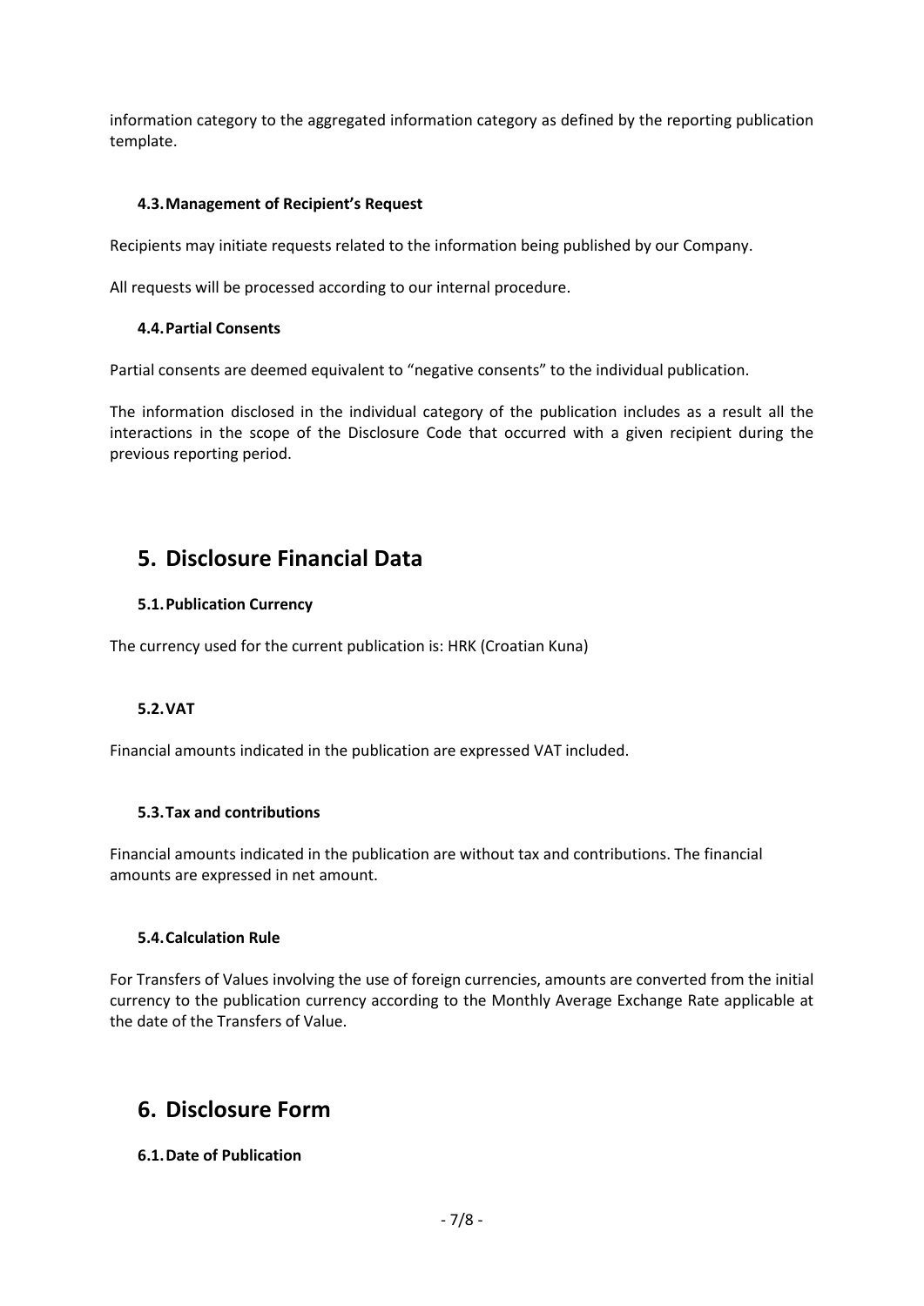information category to the aggregated information category as defined by the reporting publication template.

### 4.3. Management of Recipient's Request

Recipients may initiate requests related to the information being published by our Company.

All requests will be processed according to our internal procedure.

### 4.4. Partial Consents

Partial consents are deemed equivalent to "negative consents" to the individual publication.

The information disclosed in the individual category of the publication includes as a result all the interactions in the scope of the Disclosure Code that occurred with a given recipient during the previous reporting period.

## 5. Disclosure Financial Data

### 5.1. Publication Currency

The currency used for the current publication is: HRK (Croatian Kuna)

### 5.2. VAT

Financial amounts indicated in the publication are expressed VAT included.

### 5.3. Tax and contributions

Financial amounts indicated in the publication are without tax and contributions. The financial amounts are expressed in net amount.

### 5.4. Calculation Rule

For Transfers of Values involving the use of foreign currencies, amounts are converted from the initial currency to the publication currency according to the Monthly Average Exchange Rate applicable at the date of the Transfers of Value.

## 6. Disclosure Form

### 6.1. Date of Publication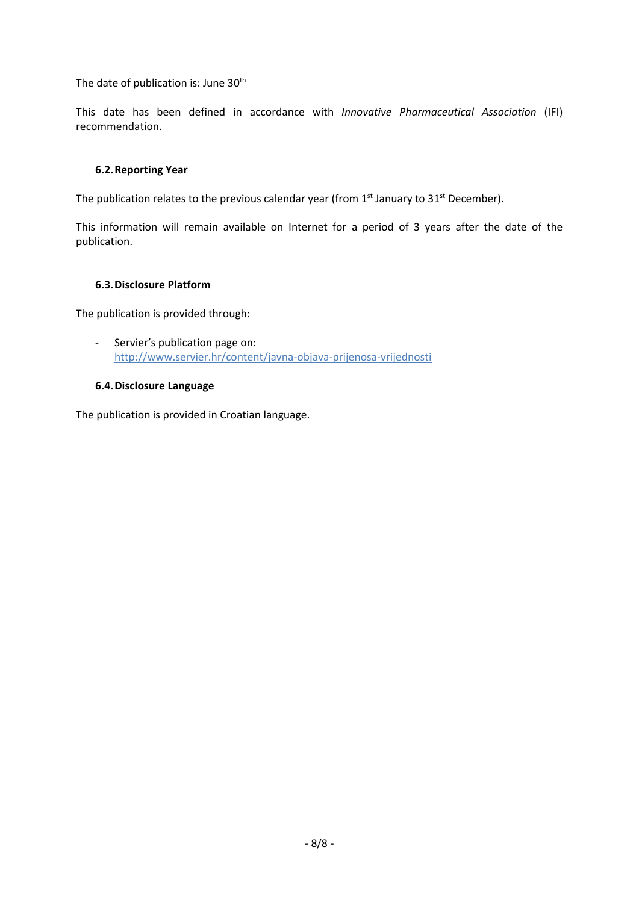The date of publication is: June 30th

This date has been defined in accordance with *Innovative Pharmaceutical Association* (IFI) recommendation.

### 6.2. Reporting Year

The publication relates to the previous calendar year (from 1st January to 31st December).

This information will remain available on Internet for a period of 3 years after the date of the publication.

### 6.3. Disclosure Platform

The publication is provided through:

- Servier's publication page on: http://www.servier.hr/content/javna-objava-prijenosa-vrijednosti

### 6.4. Disclosure Language

The publication is provided in Croatian language.